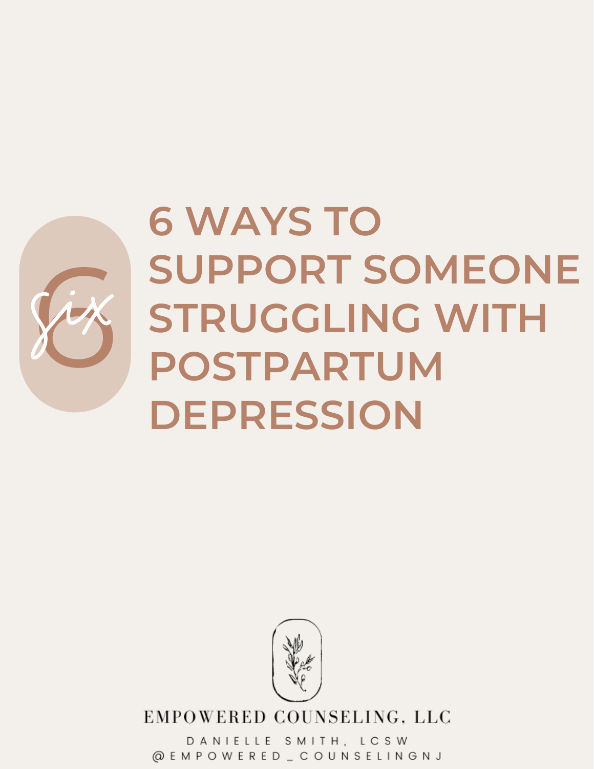6 six

# 6 WAYS TO SUPPORT SOMEONE STRUGGLING WITH POSTPARTUM DEPRESSION

EMPOWERED COUNSELING, LLC

DANIELLE SMITH, LCSW

@EMPOWERED_COUNSELINGNJ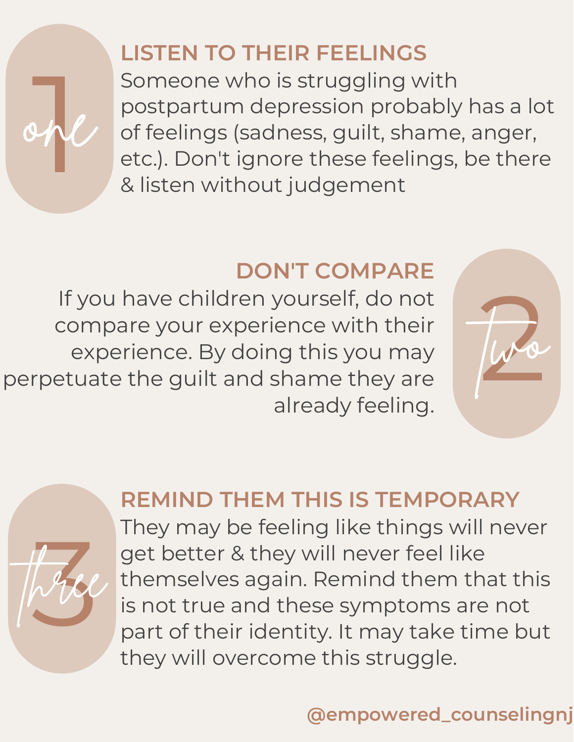## 1 (one) LISTEN TO THEIR FEELINGS

Someone who is struggling with postpartum depression probably has a lot of feelings (sadness, guilt, shame, anger, etc.). Don't ignore these feelings, be there & listen without judgement

## 2 (two) DON'T COMPARE

If you have children yourself, do not compare your experience with their experience. By doing this you may perpetuate the guilt and shame they are already feeling.

## 3 (three) REMIND THEM THIS IS TEMPORARY

They may be feeling like things will never get better & they will never feel like themselves again. Remind them that this is not true and these symptoms are not part of their identity. It may take time but they will overcome this struggle.

@empowered_counselingnj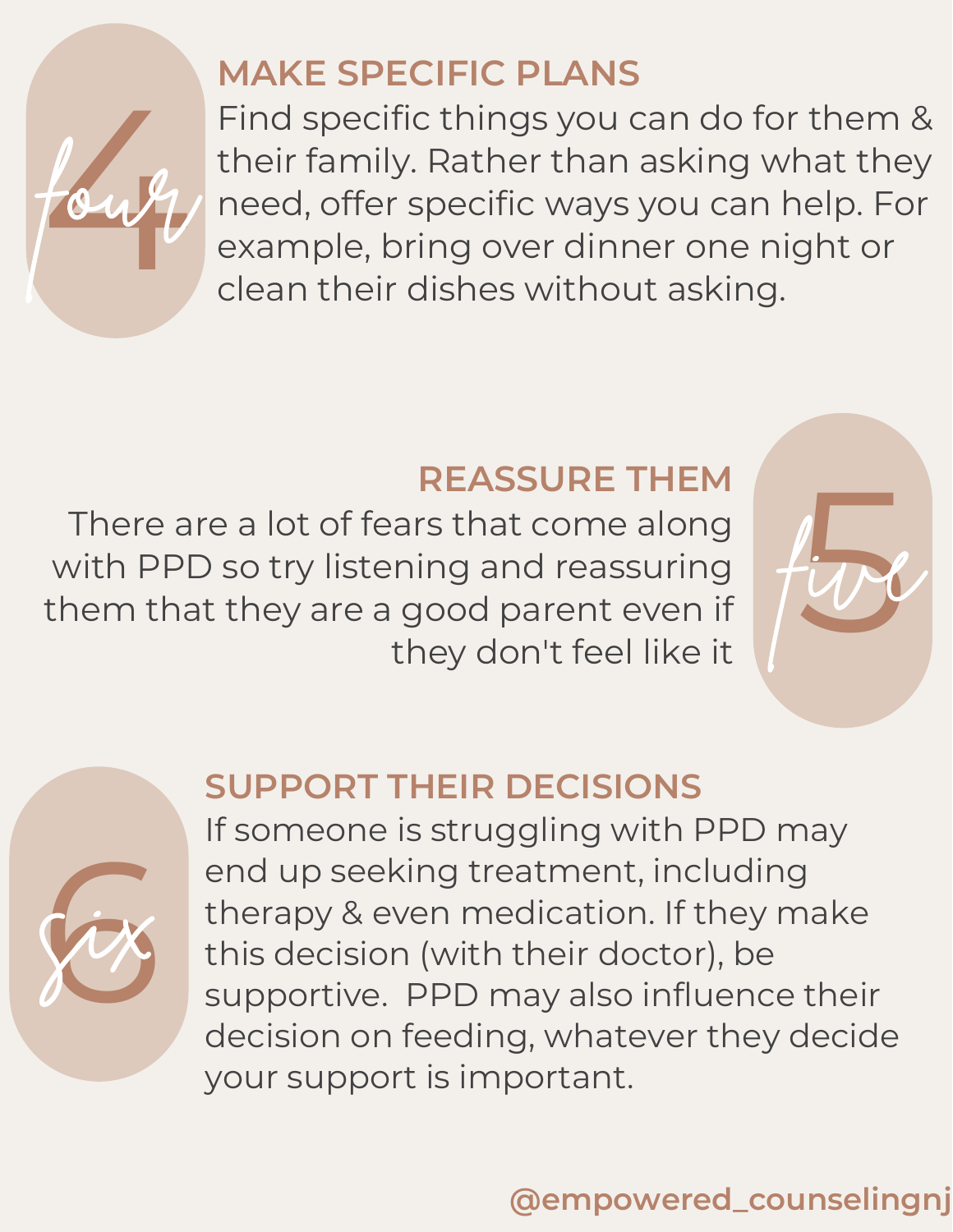## 4 — four

### MAKE SPECIFIC PLANS

Find specific things you can do for them & their family. Rather than asking what they need, offer specific ways you can help. For example, bring over dinner one night or clean their dishes without asking.

## 5 — five

### REASSURE THEM

There are a lot of fears that come along with PPD so try listening and reassuring them that they are a good parent even if they don't feel like it

## 6 — six

### SUPPORT THEIR DECISIONS

If someone is struggling with PPD may end up seeking treatment, including therapy & even medication. If they make this decision (with their doctor), be supportive. PPD may also influence their decision on feeding, whatever they decide your support is important.

@empowered_counselingnj